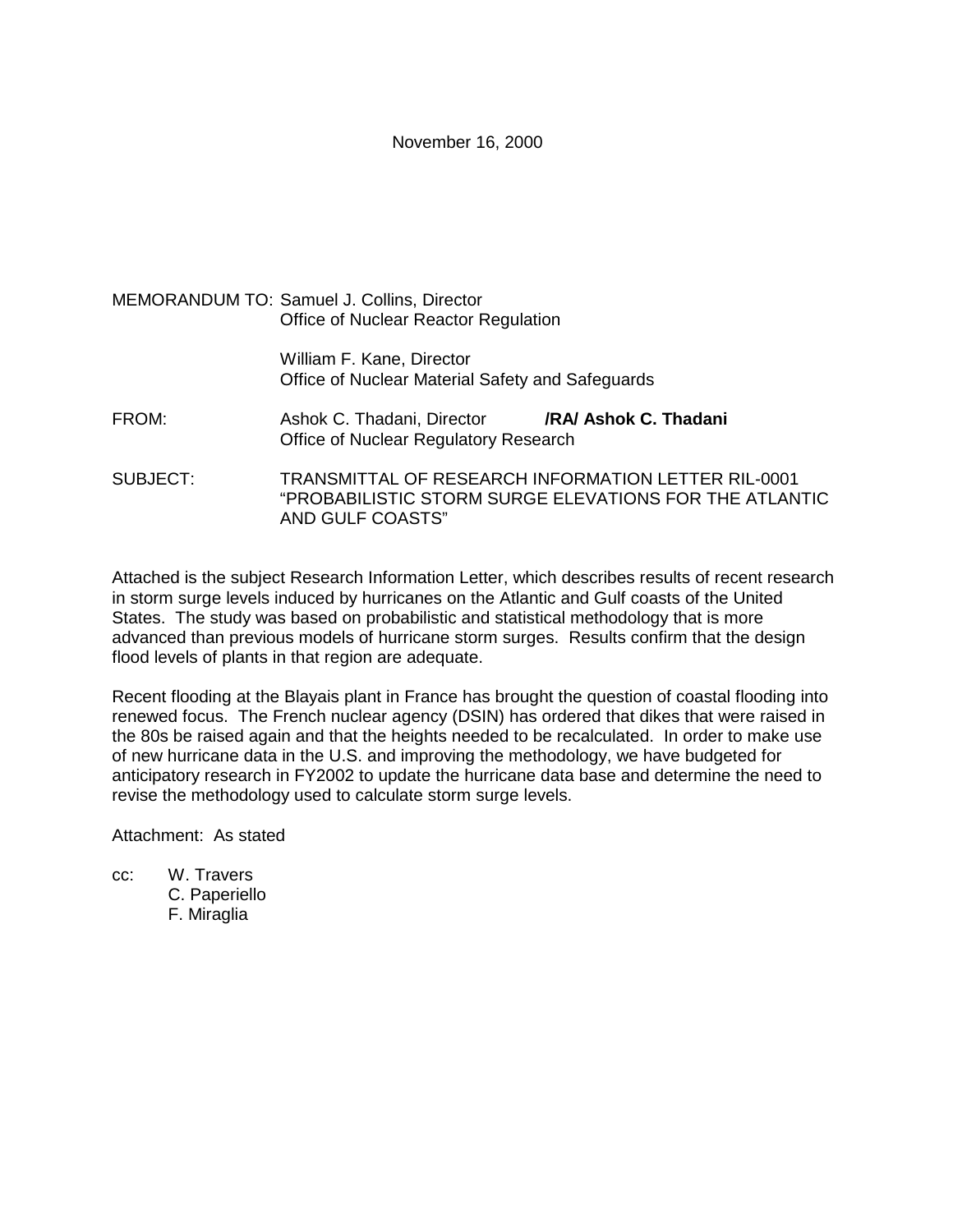November 16, 2000

MEMORANDUM TO: Samuel J. Collins, Director
Office of Nuclear Reactor Regulation

William F. Kane, Director
Office of Nuclear Material Safety and Safeguards

FROM: Ashok C. Thadani, Director **/RA/ Ashok C. Thadani**
Office of Nuclear Regulatory Research

SUBJECT: TRANSMITTAL OF RESEARCH INFORMATION LETTER RIL-0001 "PROBABILISTIC STORM SURGE ELEVATIONS FOR THE ATLANTIC AND GULF COASTS"

Attached is the subject Research Information Letter, which describes results of recent research in storm surge levels induced by hurricanes on the Atlantic and Gulf coasts of the United States. The study was based on probabilistic and statistical methodology that is more advanced than previous models of hurricane storm surges. Results confirm that the design flood levels of plants in that region are adequate.

Recent flooding at the Blayais plant in France has brought the question of coastal flooding into renewed focus. The French nuclear agency (DSIN) has ordered that dikes that were raised in the 80s be raised again and that the heights needed to be recalculated. In order to make use of new hurricane data in the U.S. and improving the methodology, we have budgeted for anticipatory research in FY2002 to update the hurricane data base and determine the need to revise the methodology used to calculate storm surge levels.

Attachment: As stated

cc: W. Travers
C. Paperiello
F. Miraglia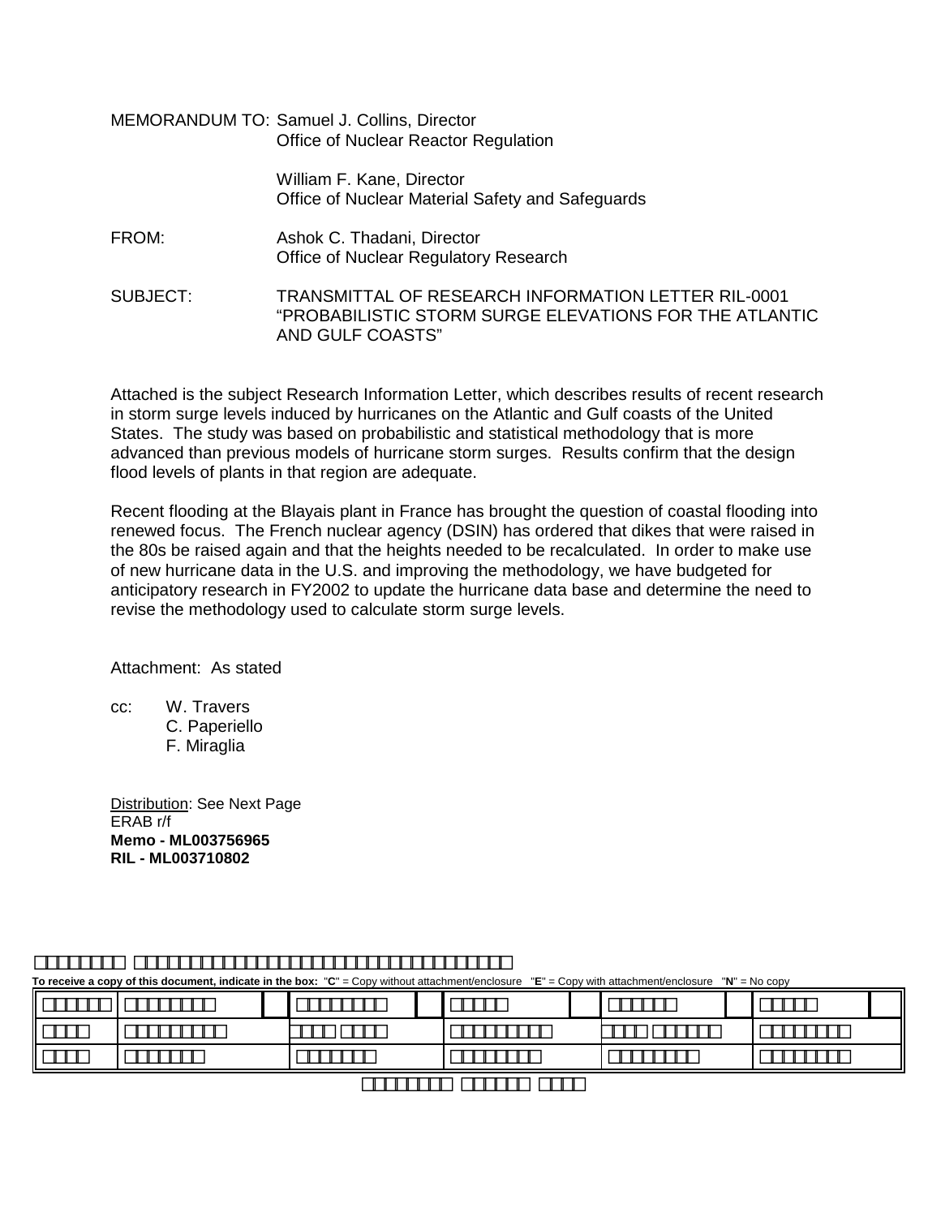MEMORANDUM TO: Samuel J. Collins, Director
Office of Nuclear Reactor Regulation

William F. Kane, Director
Office of Nuclear Material Safety and Safeguards

FROM: Ashok C. Thadani, Director
Office of Nuclear Regulatory Research

SUBJECT: TRANSMITTAL OF RESEARCH INFORMATION LETTER RIL-0001 "PROBABILISTIC STORM SURGE ELEVATIONS FOR THE ATLANTIC AND GULF COASTS"

Attached is the subject Research Information Letter, which describes results of recent research in storm surge levels induced by hurricanes on the Atlantic and Gulf coasts of the United States. The study was based on probabilistic and statistical methodology that is more advanced than previous models of hurricane storm surges. Results confirm that the design flood levels of plants in that region are adequate.

Recent flooding at the Blayais plant in France has brought the question of coastal flooding into renewed focus. The French nuclear agency (DSIN) has ordered that dikes that were raised in the 80s be raised again and that the heights needed to be recalculated. In order to make use of new hurricane data in the U.S. and improving the methodology, we have budgeted for anticipatory research in FY2002 to update the hurricane data base and determine the need to revise the methodology used to calculate storm surge levels.

Attachment: As stated

cc: W. Travers
C. Paperiello
F. Miraglia

Distribution: See Next Page
ERAB r/f
**Memo - ML003756965**
**RIL - ML003710802**

**To receive a copy of this document, indicate in the box:** "**C**" = Copy without attachment/enclosure "**E**" = Copy with attachment/enclosure "**N**" = No copy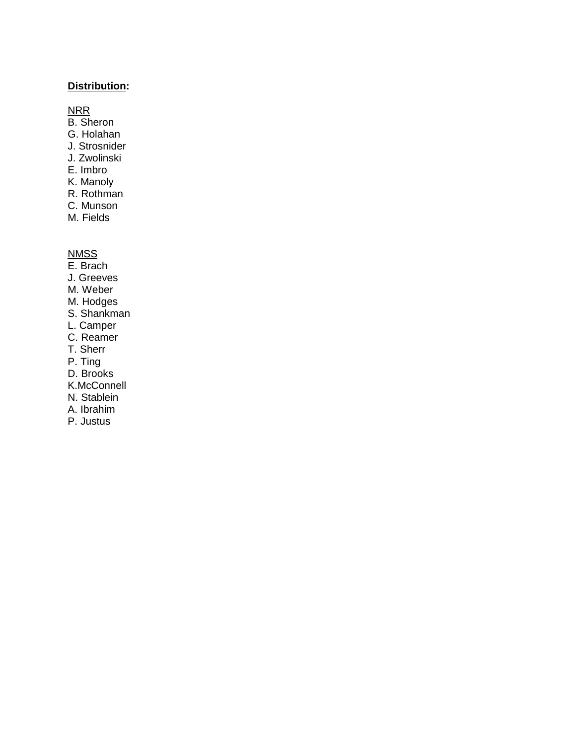**Distribution:**

NRR

B. Sheron
G. Holahan
J. Strosnider
J. Zwolinski
E. Imbro
K. Manoly
R. Rothman
C. Munson
M. Fields

NMSS

E. Brach
J. Greeves
M. Weber
M. Hodges
S. Shankman
L. Camper
C. Reamer
T. Sherr
P. Ting
D. Brooks
K.McConnell
N. Stablein
A. Ibrahim
P. Justus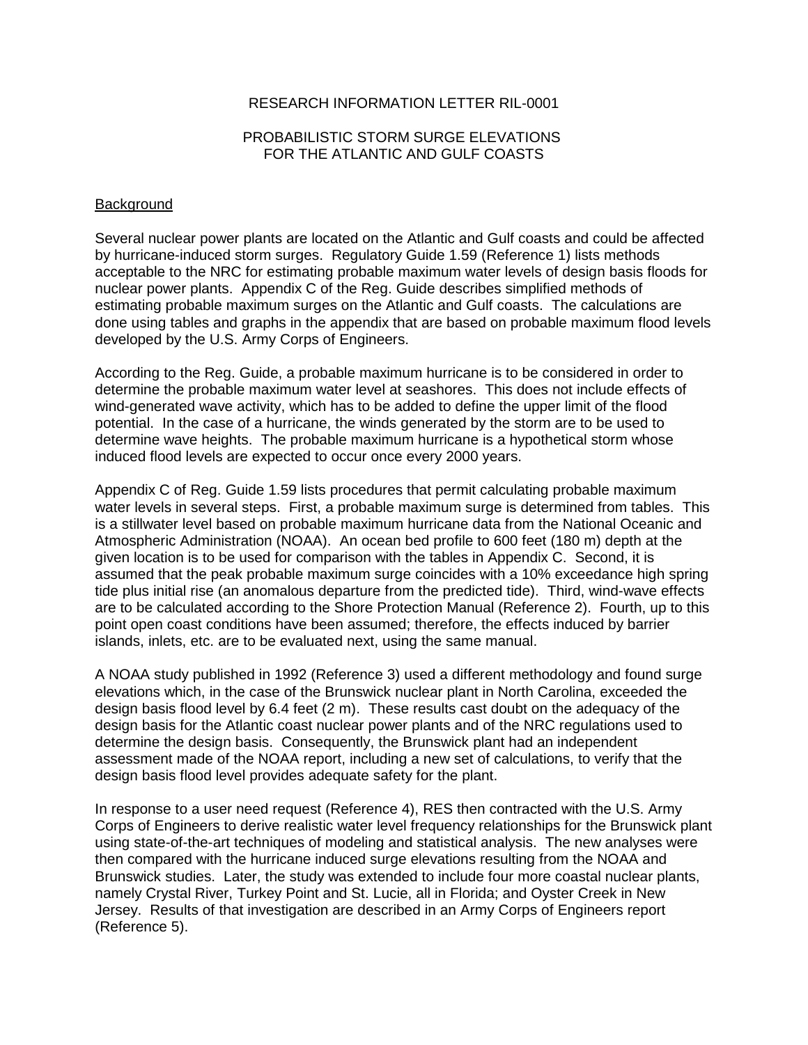RESEARCH INFORMATION LETTER RIL-0001

PROBABILISTIC STORM SURGE ELEVATIONS FOR THE ATLANTIC AND GULF COASTS

## Background

Several nuclear power plants are located on the Atlantic and Gulf coasts and could be affected by hurricane-induced storm surges. Regulatory Guide 1.59 (Reference 1) lists methods acceptable to the NRC for estimating probable maximum water levels of design basis floods for nuclear power plants. Appendix C of the Reg. Guide describes simplified methods of estimating probable maximum surges on the Atlantic and Gulf coasts. The calculations are done using tables and graphs in the appendix that are based on probable maximum flood levels developed by the U.S. Army Corps of Engineers.

According to the Reg. Guide, a probable maximum hurricane is to be considered in order to determine the probable maximum water level at seashores. This does not include effects of wind-generated wave activity, which has to be added to define the upper limit of the flood potential. In the case of a hurricane, the winds generated by the storm are to be used to determine wave heights. The probable maximum hurricane is a hypothetical storm whose induced flood levels are expected to occur once every 2000 years.

Appendix C of Reg. Guide 1.59 lists procedures that permit calculating probable maximum water levels in several steps. First, a probable maximum surge is determined from tables. This is a stillwater level based on probable maximum hurricane data from the National Oceanic and Atmospheric Administration (NOAA). An ocean bed profile to 600 feet (180 m) depth at the given location is to be used for comparison with the tables in Appendix C. Second, it is assumed that the peak probable maximum surge coincides with a 10% exceedance high spring tide plus initial rise (an anomalous departure from the predicted tide). Third, wind-wave effects are to be calculated according to the Shore Protection Manual (Reference 2). Fourth, up to this point open coast conditions have been assumed; therefore, the effects induced by barrier islands, inlets, etc. are to be evaluated next, using the same manual.

A NOAA study published in 1992 (Reference 3) used a different methodology and found surge elevations which, in the case of the Brunswick nuclear plant in North Carolina, exceeded the design basis flood level by 6.4 feet (2 m). These results cast doubt on the adequacy of the design basis for the Atlantic coast nuclear power plants and of the NRC regulations used to determine the design basis. Consequently, the Brunswick plant had an independent assessment made of the NOAA report, including a new set of calculations, to verify that the design basis flood level provides adequate safety for the plant.

In response to a user need request (Reference 4), RES then contracted with the U.S. Army Corps of Engineers to derive realistic water level frequency relationships for the Brunswick plant using state-of-the-art techniques of modeling and statistical analysis. The new analyses were then compared with the hurricane induced surge elevations resulting from the NOAA and Brunswick studies. Later, the study was extended to include four more coastal nuclear plants, namely Crystal River, Turkey Point and St. Lucie, all in Florida; and Oyster Creek in New Jersey. Results of that investigation are described in an Army Corps of Engineers report (Reference 5).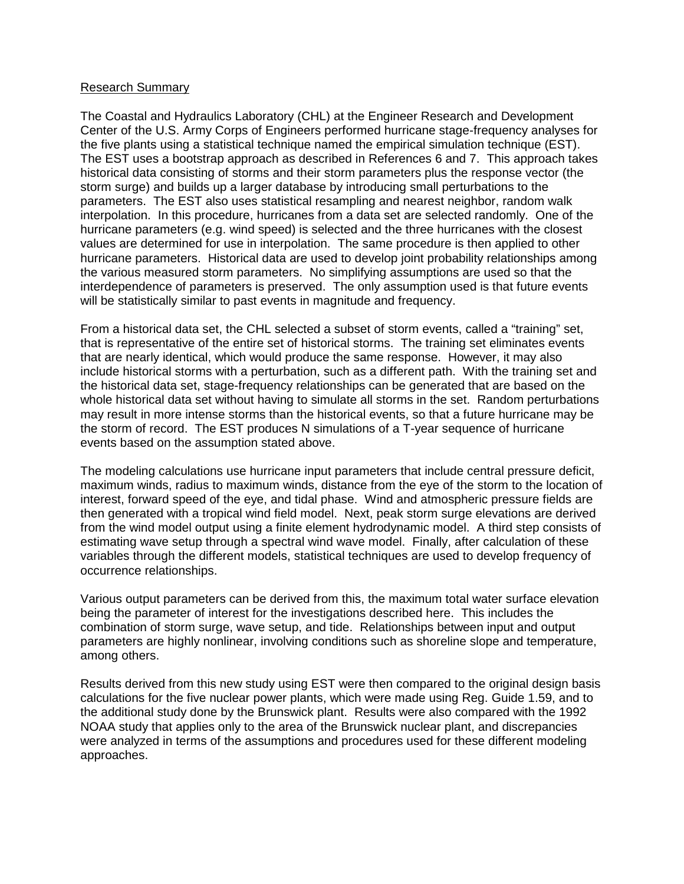<u>Research Summary</u>

The Coastal and Hydraulics Laboratory (CHL) at the Engineer Research and Development Center of the U.S. Army Corps of Engineers performed hurricane stage-frequency analyses for the five plants using a statistical technique named the empirical simulation technique (EST). The EST uses a bootstrap approach as described in References 6 and 7. This approach takes historical data consisting of storms and their storm parameters plus the response vector (the storm surge) and builds up a larger database by introducing small perturbations to the parameters. The EST also uses statistical resampling and nearest neighbor, random walk interpolation. In this procedure, hurricanes from a data set are selected randomly. One of the hurricane parameters (e.g. wind speed) is selected and the three hurricanes with the closest values are determined for use in interpolation. The same procedure is then applied to other hurricane parameters. Historical data are used to develop joint probability relationships among the various measured storm parameters. No simplifying assumptions are used so that the interdependence of parameters is preserved. The only assumption used is that future events will be statistically similar to past events in magnitude and frequency.

From a historical data set, the CHL selected a subset of storm events, called a "training" set, that is representative of the entire set of historical storms. The training set eliminates events that are nearly identical, which would produce the same response. However, it may also include historical storms with a perturbation, such as a different path. With the training set and the historical data set, stage-frequency relationships can be generated that are based on the whole historical data set without having to simulate all storms in the set. Random perturbations may result in more intense storms than the historical events, so that a future hurricane may be the storm of record. The EST produces N simulations of a T-year sequence of hurricane events based on the assumption stated above.

The modeling calculations use hurricane input parameters that include central pressure deficit, maximum winds, radius to maximum winds, distance from the eye of the storm to the location of interest, forward speed of the eye, and tidal phase. Wind and atmospheric pressure fields are then generated with a tropical wind field model. Next, peak storm surge elevations are derived from the wind model output using a finite element hydrodynamic model. A third step consists of estimating wave setup through a spectral wind wave model. Finally, after calculation of these variables through the different models, statistical techniques are used to develop frequency of occurrence relationships.

Various output parameters can be derived from this, the maximum total water surface elevation being the parameter of interest for the investigations described here. This includes the combination of storm surge, wave setup, and tide. Relationships between input and output parameters are highly nonlinear, involving conditions such as shoreline slope and temperature, among others.

Results derived from this new study using EST were then compared to the original design basis calculations for the five nuclear power plants, which were made using Reg. Guide 1.59, and to the additional study done by the Brunswick plant. Results were also compared with the 1992 NOAA study that applies only to the area of the Brunswick nuclear plant, and discrepancies were analyzed in terms of the assumptions and procedures used for these different modeling approaches.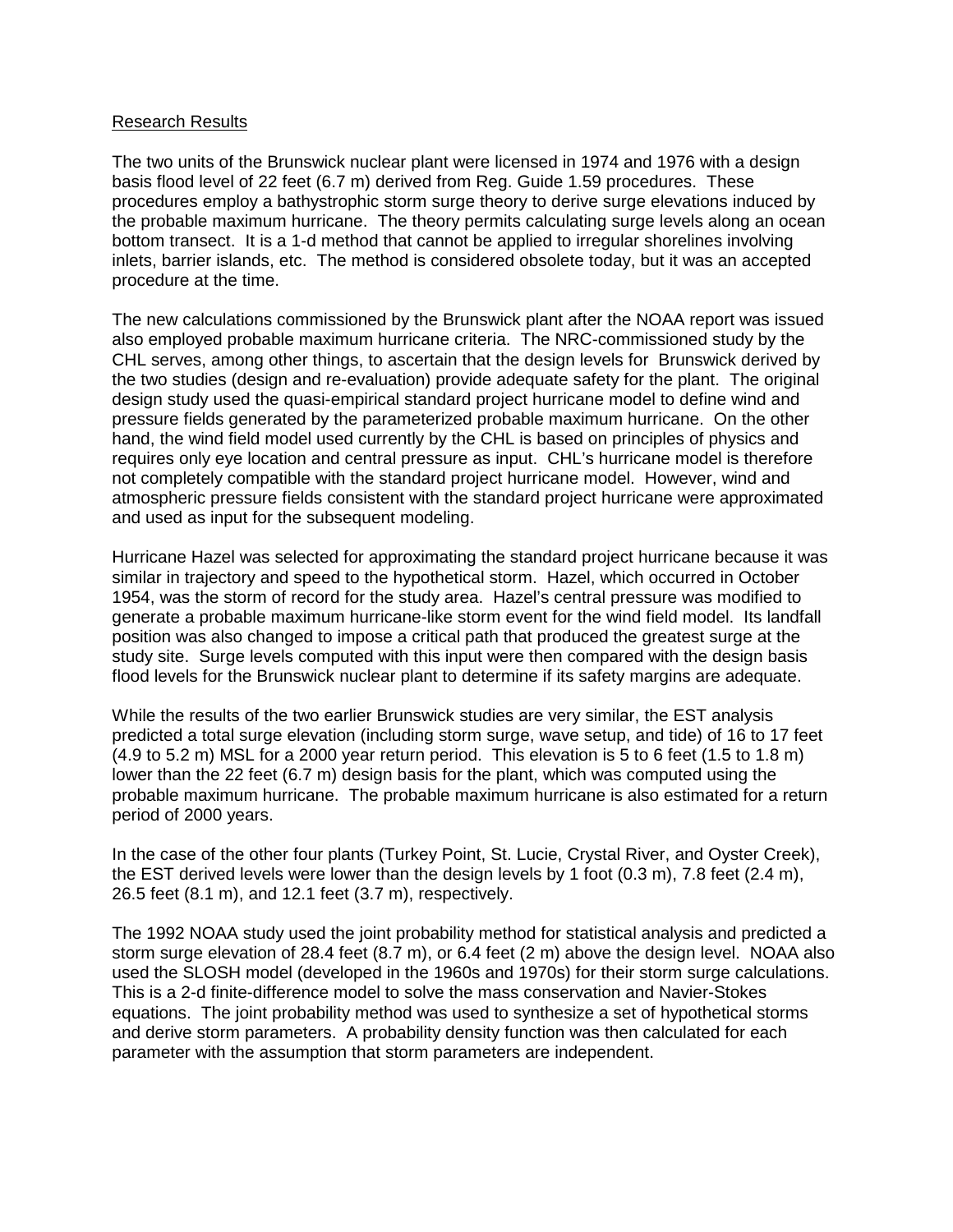Research Results

The two units of the Brunswick nuclear plant were licensed in 1974 and 1976 with a design basis flood level of 22 feet (6.7 m) derived from Reg. Guide 1.59 procedures. These procedures employ a bathystrophic storm surge theory to derive surge elevations induced by the probable maximum hurricane. The theory permits calculating surge levels along an ocean bottom transect. It is a 1-d method that cannot be applied to irregular shorelines involving inlets, barrier islands, etc. The method is considered obsolete today, but it was an accepted procedure at the time.

The new calculations commissioned by the Brunswick plant after the NOAA report was issued also employed probable maximum hurricane criteria. The NRC-commissioned study by the CHL serves, among other things, to ascertain that the design levels for Brunswick derived by the two studies (design and re-evaluation) provide adequate safety for the plant. The original design study used the quasi-empirical standard project hurricane model to define wind and pressure fields generated by the parameterized probable maximum hurricane. On the other hand, the wind field model used currently by the CHL is based on principles of physics and requires only eye location and central pressure as input. CHL's hurricane model is therefore not completely compatible with the standard project hurricane model. However, wind and atmospheric pressure fields consistent with the standard project hurricane were approximated and used as input for the subsequent modeling.

Hurricane Hazel was selected for approximating the standard project hurricane because it was similar in trajectory and speed to the hypothetical storm. Hazel, which occurred in October 1954, was the storm of record for the study area. Hazel's central pressure was modified to generate a probable maximum hurricane-like storm event for the wind field model. Its landfall position was also changed to impose a critical path that produced the greatest surge at the study site. Surge levels computed with this input were then compared with the design basis flood levels for the Brunswick nuclear plant to determine if its safety margins are adequate.

While the results of the two earlier Brunswick studies are very similar, the EST analysis predicted a total surge elevation (including storm surge, wave setup, and tide) of 16 to 17 feet (4.9 to 5.2 m) MSL for a 2000 year return period. This elevation is 5 to 6 feet (1.5 to 1.8 m) lower than the 22 feet (6.7 m) design basis for the plant, which was computed using the probable maximum hurricane. The probable maximum hurricane is also estimated for a return period of 2000 years.

In the case of the other four plants (Turkey Point, St. Lucie, Crystal River, and Oyster Creek), the EST derived levels were lower than the design levels by 1 foot (0.3 m), 7.8 feet (2.4 m), 26.5 feet (8.1 m), and 12.1 feet (3.7 m), respectively.

The 1992 NOAA study used the joint probability method for statistical analysis and predicted a storm surge elevation of 28.4 feet (8.7 m), or 6.4 feet (2 m) above the design level. NOAA also used the SLOSH model (developed in the 1960s and 1970s) for their storm surge calculations. This is a 2-d finite-difference model to solve the mass conservation and Navier-Stokes equations. The joint probability method was used to synthesize a set of hypothetical storms and derive storm parameters. A probability density function was then calculated for each parameter with the assumption that storm parameters are independent.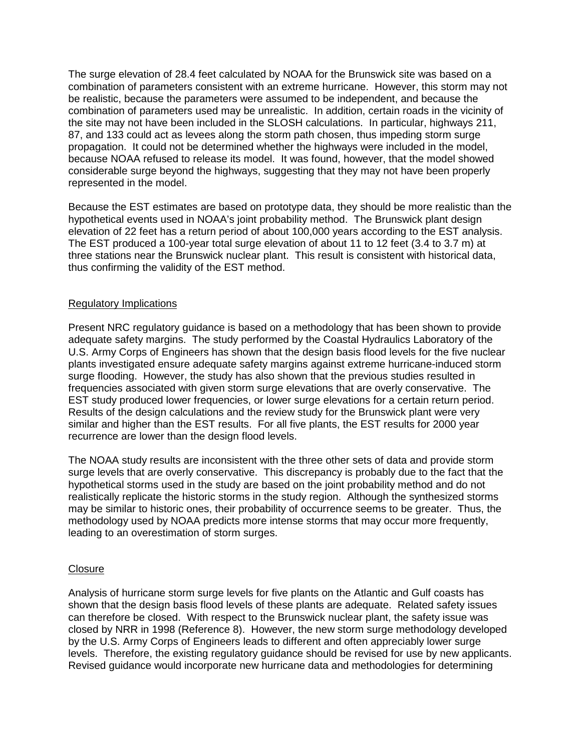The surge elevation of 28.4 feet calculated by NOAA for the Brunswick site was based on a combination of parameters consistent with an extreme hurricane. However, this storm may not be realistic, because the parameters were assumed to be independent, and because the combination of parameters used may be unrealistic. In addition, certain roads in the vicinity of the site may not have been included in the SLOSH calculations. In particular, highways 211, 87, and 133 could act as levees along the storm path chosen, thus impeding storm surge propagation. It could not be determined whether the highways were included in the model, because NOAA refused to release its model. It was found, however, that the model showed considerable surge beyond the highways, suggesting that they may not have been properly represented in the model.

Because the EST estimates are based on prototype data, they should be more realistic than the hypothetical events used in NOAA's joint probability method. The Brunswick plant design elevation of 22 feet has a return period of about 100,000 years according to the EST analysis. The EST produced a 100-year total surge elevation of about 11 to 12 feet (3.4 to 3.7 m) at three stations near the Brunswick nuclear plant. This result is consistent with historical data, thus confirming the validity of the EST method.

## Regulatory Implications

Present NRC regulatory guidance is based on a methodology that has been shown to provide adequate safety margins. The study performed by the Coastal Hydraulics Laboratory of the U.S. Army Corps of Engineers has shown that the design basis flood levels for the five nuclear plants investigated ensure adequate safety margins against extreme hurricane-induced storm surge flooding. However, the study has also shown that the previous studies resulted in frequencies associated with given storm surge elevations that are overly conservative. The EST study produced lower frequencies, or lower surge elevations for a certain return period. Results of the design calculations and the review study for the Brunswick plant were very similar and higher than the EST results. For all five plants, the EST results for 2000 year recurrence are lower than the design flood levels.

The NOAA study results are inconsistent with the three other sets of data and provide storm surge levels that are overly conservative. This discrepancy is probably due to the fact that the hypothetical storms used in the study are based on the joint probability method and do not realistically replicate the historic storms in the study region. Although the synthesized storms may be similar to historic ones, their probability of occurrence seems to be greater. Thus, the methodology used by NOAA predicts more intense storms that may occur more frequently, leading to an overestimation of storm surges.

## Closure

Analysis of hurricane storm surge levels for five plants on the Atlantic and Gulf coasts has shown that the design basis flood levels of these plants are adequate. Related safety issues can therefore be closed. With respect to the Brunswick nuclear plant, the safety issue was closed by NRR in 1998 (Reference 8). However, the new storm surge methodology developed by the U.S. Army Corps of Engineers leads to different and often appreciably lower surge levels. Therefore, the existing regulatory guidance should be revised for use by new applicants. Revised guidance would incorporate new hurricane data and methodologies for determining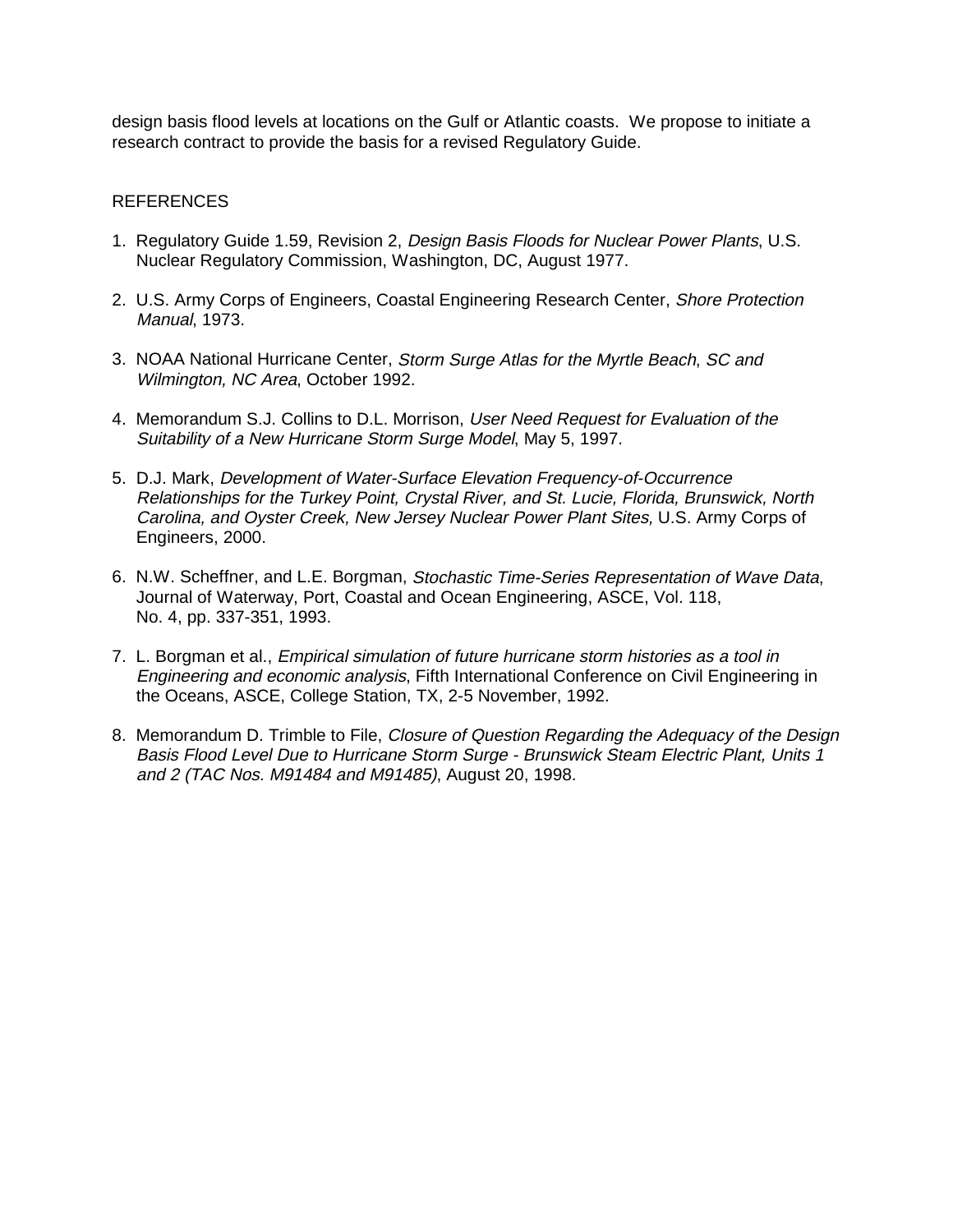design basis flood levels at locations on the Gulf or Atlantic coasts. We propose to initiate a research contract to provide the basis for a revised Regulatory Guide.

REFERENCES

1. Regulatory Guide 1.59, Revision 2, *Design Basis Floods for Nuclear Power Plants*, U.S. Nuclear Regulatory Commission, Washington, DC, August 1977.

2. U.S. Army Corps of Engineers, Coastal Engineering Research Center, *Shore Protection Manual*, 1973.

3. NOAA National Hurricane Center, *Storm Surge Atlas for the Myrtle Beach*, *SC and Wilmington, NC Area*, October 1992.

4. Memorandum S.J. Collins to D.L. Morrison, *User Need Request for Evaluation of the Suitability of a New Hurricane Storm Surge Model*, May 5, 1997.

5. D.J. Mark, *Development of Water-Surface Elevation Frequency-of-Occurrence Relationships for the Turkey Point, Crystal River, and St. Lucie, Florida, Brunswick, North Carolina, and Oyster Creek, New Jersey Nuclear Power Plant Sites,* U.S. Army Corps of Engineers, 2000.

6. N.W. Scheffner, and L.E. Borgman, *Stochastic Time-Series Representation of Wave Data*, Journal of Waterway, Port, Coastal and Ocean Engineering, ASCE, Vol. 118, No. 4, pp. 337-351, 1993.

7. L. Borgman et al., *Empirical simulation of future hurricane storm histories as a tool in Engineering and economic analysis*, Fifth International Conference on Civil Engineering in the Oceans, ASCE, College Station, TX, 2-5 November, 1992.

8. Memorandum D. Trimble to File, *Closure of Question Regarding the Adequacy of the Design Basis Flood Level Due to Hurricane Storm Surge - Brunswick Steam Electric Plant, Units 1 and 2 (TAC Nos. M91484 and M91485)*, August 20, 1998.